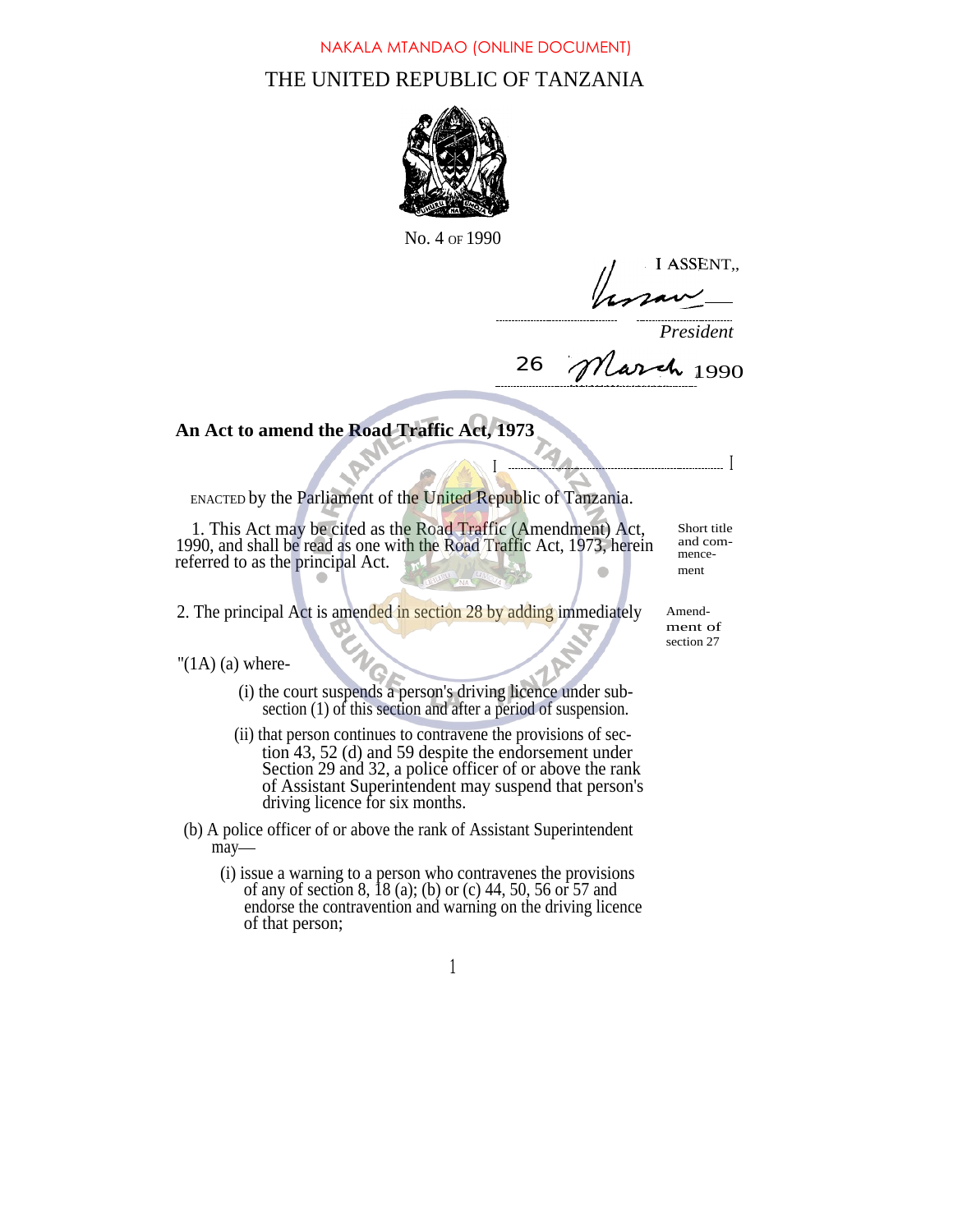NAKALA MTANDAO (ONLINE DOCUMENT)

# THE UNITED REPUBLIC OF TANZANIA

No. 4 OF 1990

I ASSENT,,

President

26 March 1990

## An Act to amend the Road Traffic Act, 1973

ENACTED by the Parliament of the United Republic of Tanzania.

*Short title and commencement*

1. This Act may be cited as the Road Traffic (Amendment) Act, 1990, and shall be read as one with the Road Traffic Act, 1973, herein referred to as the principal Act.

*Amendment of section 27*

2. The principal Act is amended in section 28 by adding immediately

"(1A) (a) where-

(i) the court suspends a person's driving licence under sub-section (1) of this section and after a period of suspension.

(ii) that person continues to contravene the provisions of section 43, 52 (d) and 59 despite the endorsement under Section 29 and 32, a police officer of or above the rank of Assistant Superintendent may suspend that person's driving licence for six months.

(b) A police officer of or above the rank of Assistant Superintendent may—

(i) issue a warning to a person who contravenes the provisions of any of section 8, 18 (a); (b) or (c) 44, 50, 56 or 57 and endorse the contravention and warning on the driving licence of that person;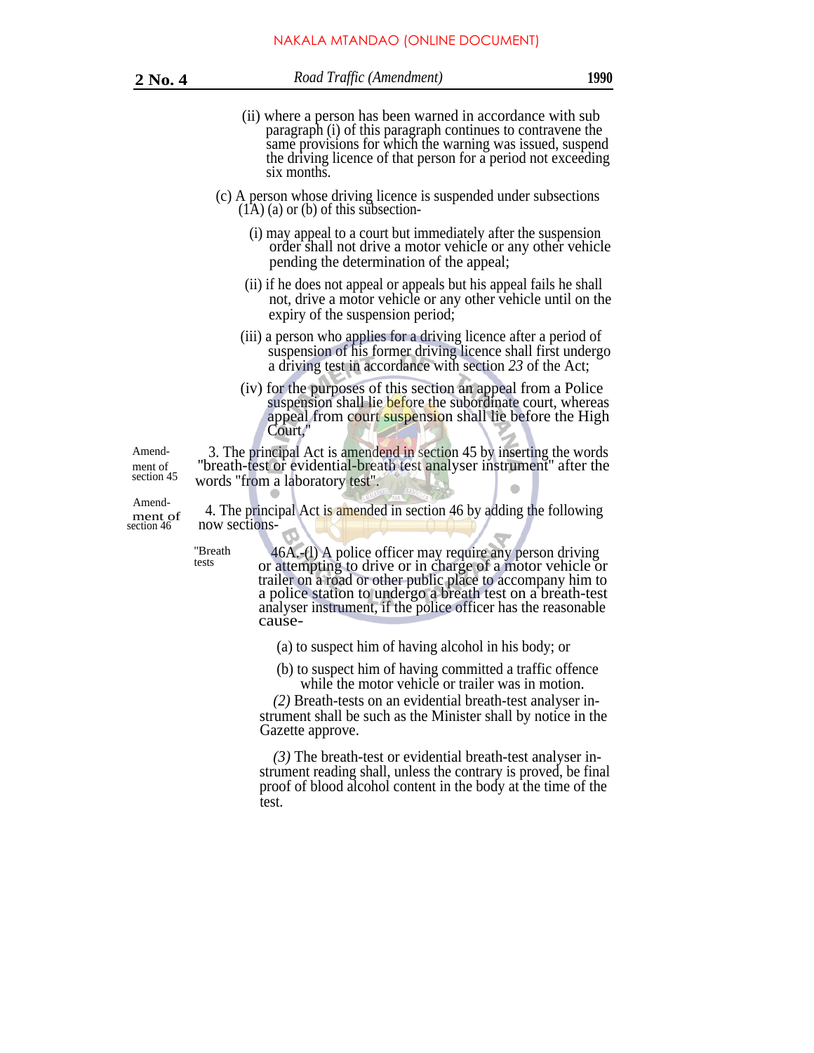(ii) where a person has been warned in accordance with sub paragraph (i) of this paragraph continues to contravene the same provisions for which the warning was issued, suspend the driving licence of that person for a period not exceeding six months.

(c) A person whose driving licence is suspended under subsections (1A) (a) or (b) of this subsection-

(i) may appeal to a court but immediately after the suspension order shall not drive a motor vehicle or any other vehicle pending the determination of the appeal;

(ii) if he does not appeal or appeals but his appeal fails he shall not, drive a motor vehicle or any other vehicle until on the expiry of the suspension period;

(iii) a person who applies for a driving licence after a period of suspension of his former driving licence shall first undergo a driving test in accordance with section *23* of the Act;

(iv) for the purposes of this section an appeal from a Police suspension shall lie before the subordinate court, whereas appeal from court suspension shall lie before the High Court."

Amendment of section 45

3. The principal Act is amendend in section 45 by inserting the words "breath-test or evidential-breath test analyser instrument" after the words "from a laboratory test".

Amendment of section 46

4. The principal Act is amended in section 46 by adding the following now sections-

"Breath tests

46A.-(l) A police officer may require any person driving or attempting to drive or in charge of a motor vehicle or trailer on a road or other public place to accompany him to a police station to undergo a breath test on a breath-test analyser instrument, if the police officer has the reasonable cause-

(a) to suspect him of having alcohol in his body; or

(b) to suspect him of having committed a traffic offence while the motor vehicle or trailer was in motion.

*(2)* Breath-tests on an evidential breath-test analyser instrument shall be such as the Minister shall by notice in the Gazette approve.

*(3)* The breath-test or evidential breath-test analyser instrument reading shall, unless the contrary is proved, be final proof of blood alcohol content in the body at the time of the test.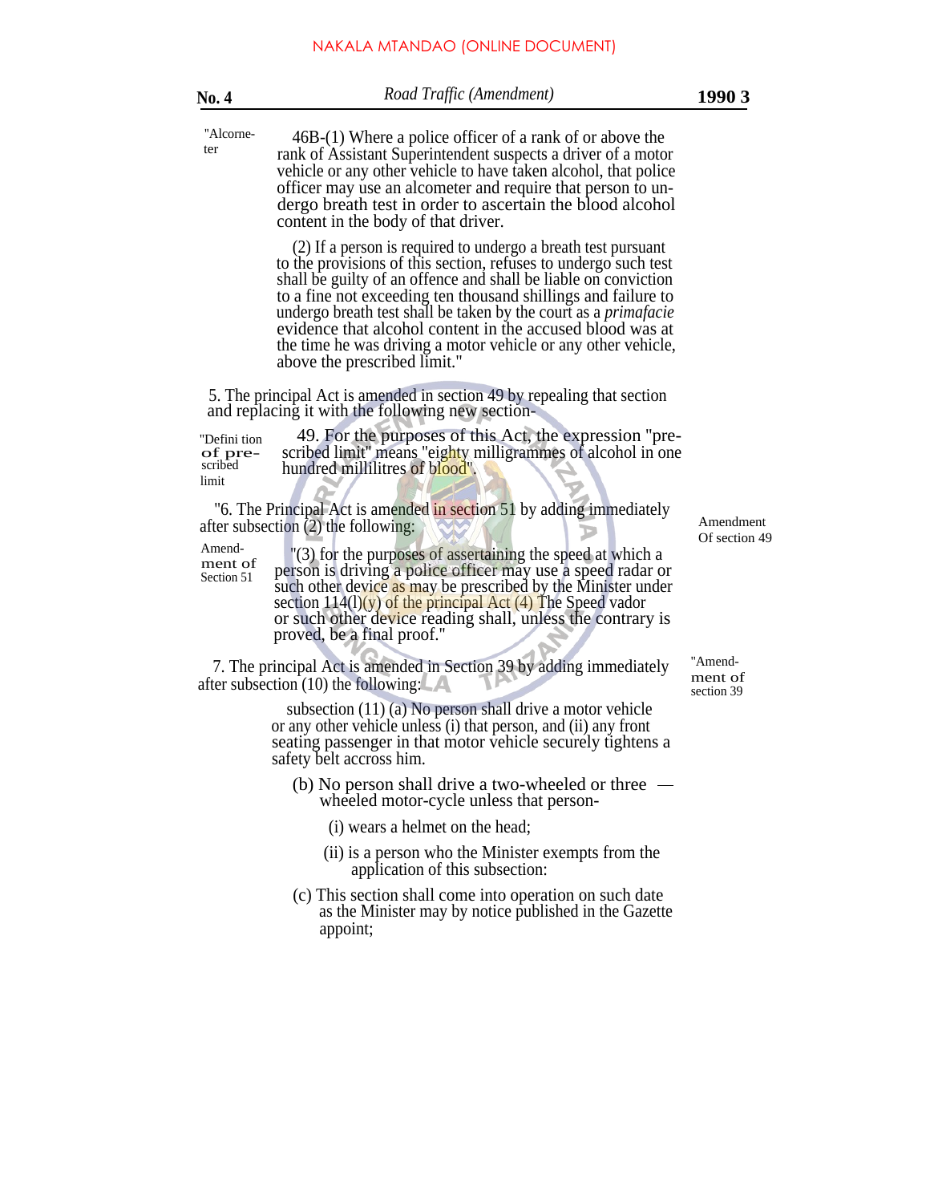"Alcorne-ter

46B-(1) Where a police officer of a rank of or above the rank of Assistant Superintendent suspects a driver of a motor vehicle or any other vehicle to have taken alcohol, that police officer may use an alcometer and require that person to undergo breath test in order to ascertain the blood alcohol content in the body of that driver.

(2) If a person is required to undergo a breath test pursuant to the provisions of this section, refuses to undergo such test shall be guilty of an offence and shall be liable on conviction to a fine not exceeding ten thousand shillings and failure to undergo breath test shall be taken by the court as a *primafacie* evidence that alcohol content in the accused blood was at the time he was driving a motor vehicle or any other vehicle, above the prescribed limit."

Amendment Of section 49

5. The principal Act is amended in section 49 by repealing that section and replacing it with the following new section-

"Defini tion of prescribed limit

49. For the purposes of this Act, the expression "prescribed limit" means "eighty milligrammes of alcohol in one hundred millilitres of blood".

"6. The Principal Act is amended in section 51 by adding immediately after subsection (2) the following:

Amendment of Section 51

"(3) for the purposes of assertaining the speed at which a person is driving a police officer may use a speed radar or such other device as may be prescribed by the Minister under section 114(l)(y) of the principal Act (4) The Speed vador or such other device reading shall, unless the contrary is proved, be a final proof."

"Amendment of section 39

7. The principal Act is amended in Section 39 by adding immediately after subsection (10) the following:

subsection (11) (a) No person shall drive a motor vehicle or any other vehicle unless (i) that person, and (ii) any front seating passenger in that motor vehicle securely tightens a safety belt accross him.

(b) No person shall drive a two-wheeled or three — wheeled motor-cycle unless that person-

(i) wears a helmet on the head;

(ii) is a person who the Minister exempts from the application of this subsection:

(c) This section shall come into operation on such date as the Minister may by notice published in the Gazette appoint;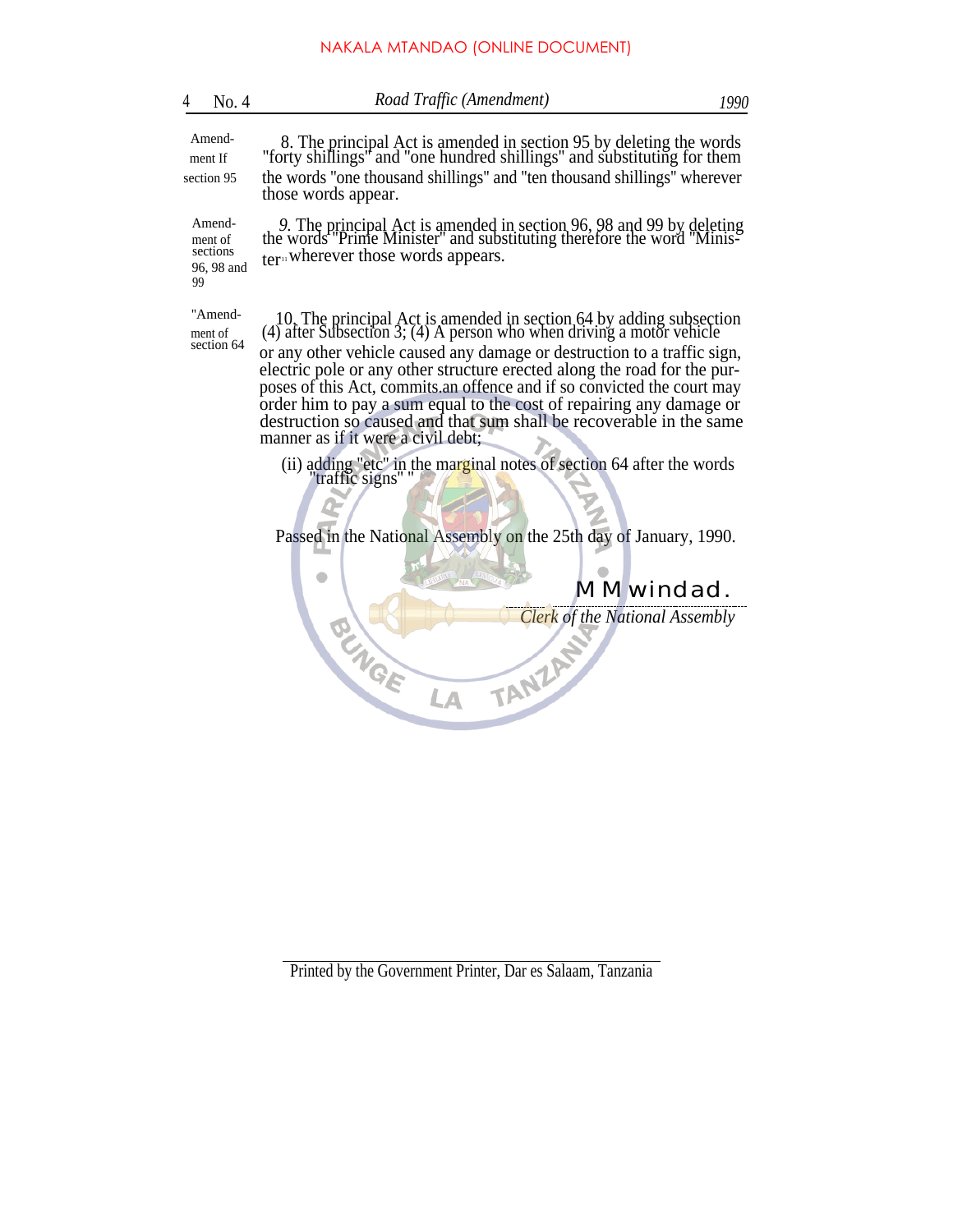Amendment If section 95

8. The principal Act is amended in section 95 by deleting the words "forty shillings" and "one hundred shillings" and substituting for them the words "one thousand shillings" and "ten thousand shillings" wherever those words appear.

Amendment of sections 96, 98 and 99

*9.* The principal Act is amended in section 96, 98 and 99 by deleting the words "Prime Minister" and substituting therefore the word "Minister" wherever those words appears.

"Amendment of section 64

10. The principal Act is amended in section 64 by adding subsection (4) after Subsection 3; (4) A person who when driving a motor vehicle or any other vehicle caused any damage or destruction to a traffic sign, electric pole or any other structure erected along the road for the purposes of this Act, commits an offence and if so convicted the court may order him to pay a sum equal to the cost of repairing any damage or destruction so caused and that sum shall be recoverable in the same manner as if it were a civil debt;

(ii) adding "etc" in the marginal notes of section 64 after the words "traffic signs" "

Passed in the National Assembly on the 25th day of January, 1990.

M Mwindad.

*Clerk of the National Assembly*